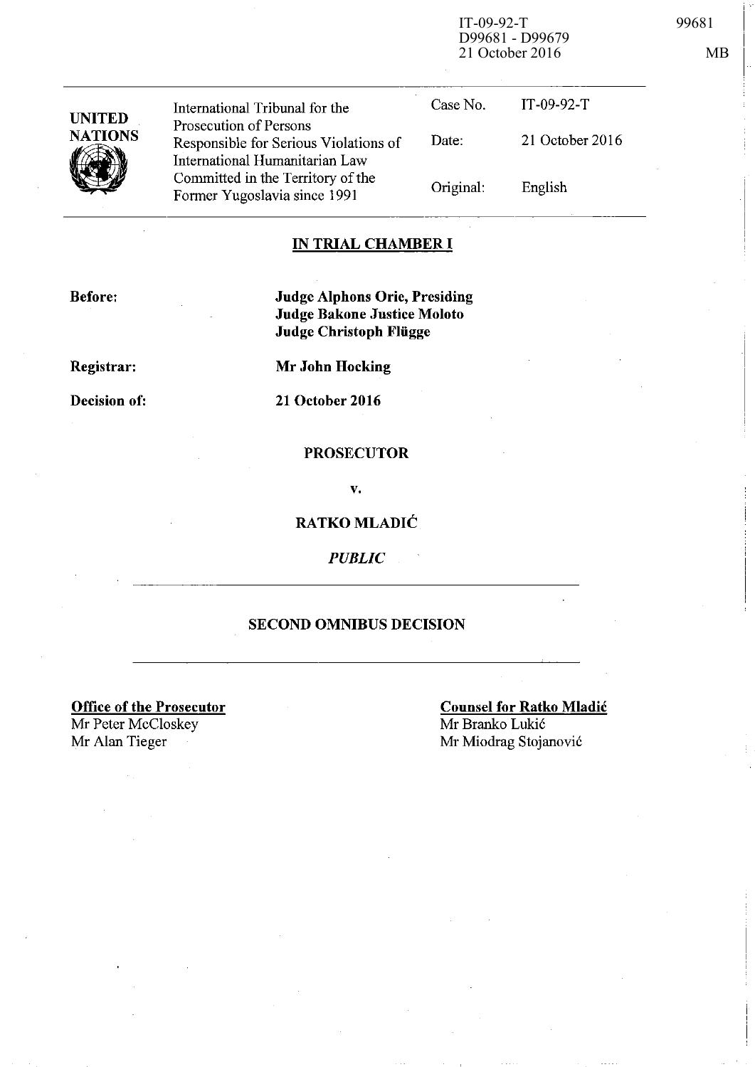IT-09-92-T
D99681 - D99679
21 October 2016

99681

MB

| UNITED NATIONS | International Tribunal for the Prosecution of Persons Responsible for Serious Violations of International Humanitarian Law Committed in the Territory of the Former Yugoslavia since 1991 | Case No. | IT-09-92-T |
|---|---|---|---|
| | | Date: | 21 October 2016 |
| | | Original: | English |

## IN TRIAL CHAMBER I

**Before:** **Judge Alphons Orie, Presiding**
**Judge Bakone Justice Moloto**
**Judge Christoph Flügge**

**Registrar:** **Mr John Hocking**

**Decision of:** **21 October 2016**

**PROSECUTOR**

**v.**

**RATKO MLADIĆ**

*PUBLIC*

## SECOND OMNIBUS DECISION

**Office of the Prosecutor**
Mr Peter McCloskey
Mr Alan Tieger

**Counsel for Ratko Mladić**
Mr Branko Lukić
Mr Miodrag Stojanović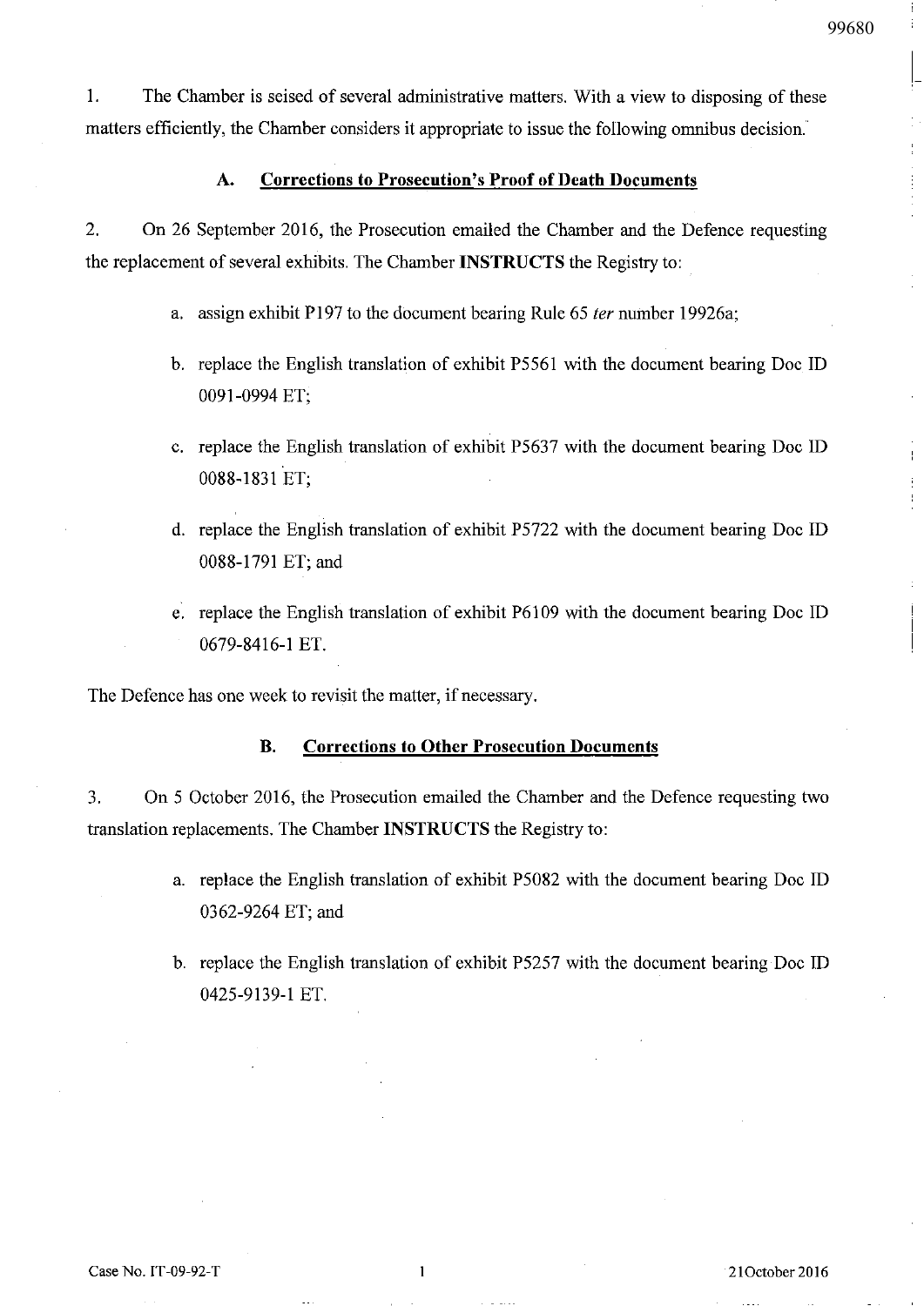1. The Chamber is seised of several administrative matters. With a view to disposing of these matters efficiently, the Chamber considers it appropriate to issue the following omnibus decision.

### A. Corrections to Prosecution's Proof of Death Documents

2. On 26 September 2016, the Prosecution emailed the Chamber and the Defence requesting the replacement of several exhibits. The Chamber **INSTRUCTS** the Registry to:

a. assign exhibit P197 to the document bearing Rule 65 *ter* number 19926a;

b. replace the English translation of exhibit P5561 with the document bearing Doc ID 0091-0994 ET;

c. replace the English translation of exhibit P5637 with the document bearing Doc ID 0088-1831 ET;

d. replace the English translation of exhibit P5722 with the document bearing Doc ID 0088-1791 ET; and

e. replace the English translation of exhibit P6109 with the document bearing Doc ID 0679-8416-1 ET.

The Defence has one week to revisit the matter, if necessary.

### B. Corrections to Other Prosecution Documents

3. On 5 October 2016, the Prosecution emailed the Chamber and the Defence requesting two translation replacements. The Chamber **INSTRUCTS** the Registry to:

a. replace the English translation of exhibit P5082 with the document bearing Doc ID 0362-9264 ET; and

b. replace the English translation of exhibit P5257 with the document bearing Doc ID 0425-9139-1 ET.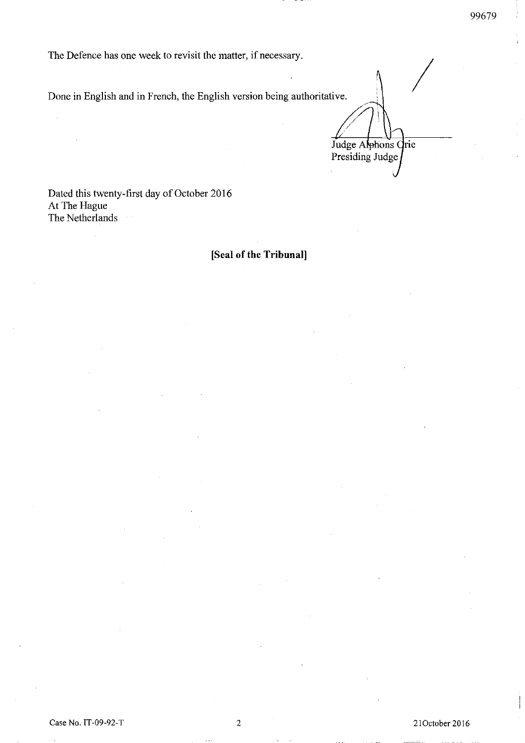The Defence has one week to revisit the matter, if necessary.

Done in English and in French, the English version being authoritative.

Judge Alphons Orie
Presiding Judge

Dated this twenty-first day of October 2016
At The Hague
The Netherlands

**[Seal of the Tribunal]**